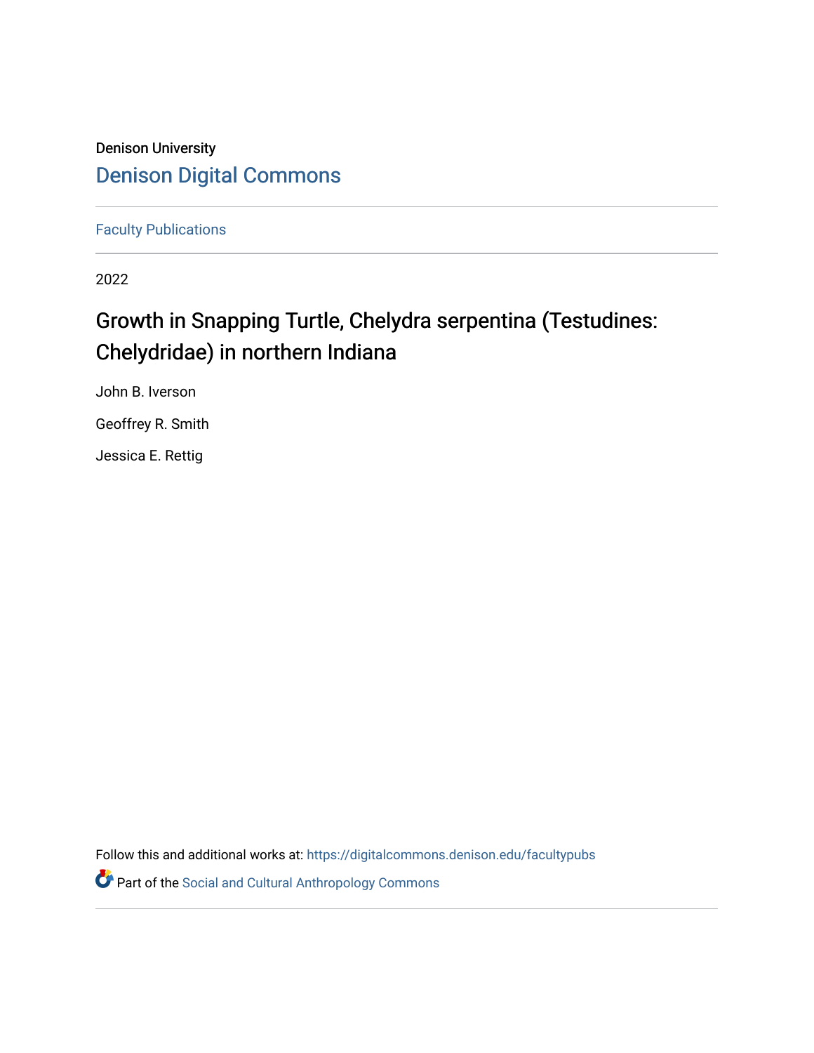Denison University

# Denison Digital Commons

Faculty Publications

2022

## Growth in Snapping Turtle, Chelydra serpentina (Testudines: Chelydridae) in northern Indiana

John B. Iverson

Geoffrey R. Smith

Jessica E. Rettig

Follow this and additional works at: https://digitalcommons.denison.edu/facultypubs

Part of the Social and Cultural Anthropology Commons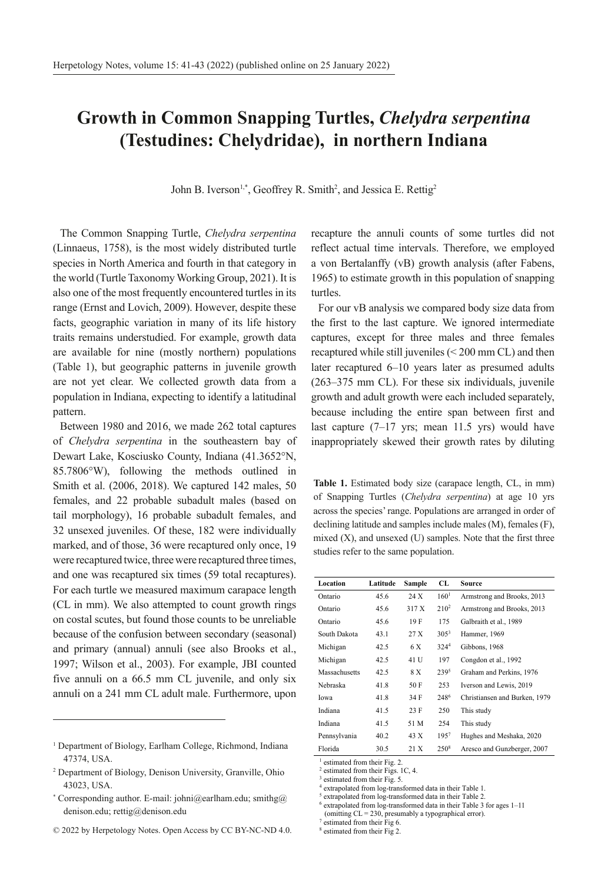# Growth in Common Snapping Turtles, *Chelydra serpentina* (Testudines: Chelydridae), in northern Indiana

John B. Iverson[1,*], Geoffrey R. Smith[2], and Jessica E. Rettig[2]

The Common Snapping Turtle, *Chelydra serpentina* (Linnaeus, 1758), is the most widely distributed turtle species in North America and fourth in that category in the world (Turtle Taxonomy Working Group, 2021). It is also one of the most frequently encountered turtles in its range (Ernst and Lovich, 2009). However, despite these facts, geographic variation in many of its life history traits remains understudied. For example, growth data are available for nine (mostly northern) populations (Table 1), but geographic patterns in juvenile growth are not yet clear. We collected growth data from a population in Indiana, expecting to identify a latitudinal pattern.

Between 1980 and 2016, we made 262 total captures of *Chelydra serpentina* in the southeastern bay of Dewart Lake, Kosciusko County, Indiana (41.3652°N, 85.7806°W), following the methods outlined in Smith et al. (2006, 2018). We captured 142 males, 50 females, and 22 probable subadult males (based on tail morphology), 16 probable subadult females, and 32 unsexed juveniles. Of these, 182 were individually marked, and of those, 36 were recaptured only once, 19 were recaptured twice, three were recaptured three times, and one was recaptured six times (59 total recaptures). For each turtle we measured maximum carapace length (CL in mm). We also attempted to count growth rings on costal scutes, but found those counts to be unreliable because of the confusion between secondary (seasonal) and primary (annual) annuli (see also Brooks et al., 1997; Wilson et al., 2003). For example, JBI counted five annuli on a 66.5 mm CL juvenile, and only six annuli on a 241 mm CL adult male. Furthermore, upon recapture the annuli counts of some turtles did not reflect actual time intervals. Therefore, we employed a von Bertalanffy (vB) growth analysis (after Fabens, 1965) to estimate growth in this population of snapping turtles.

For our vB analysis we compared body size data from the first to the last capture. We ignored intermediate captures, except for three males and three females recaptured while still juveniles (< 200 mm CL) and then later recaptured 6–10 years later as presumed adults (263–375 mm CL). For these six individuals, juvenile growth and adult growth were each included separately, because including the entire span between first and last capture (7–17 yrs; mean 11.5 yrs) would have inappropriately skewed their growth rates by diluting

**Table 1.** Estimated body size (carapace length, CL, in mm) of Snapping Turtles (*Chelydra serpentina*) at age 10 yrs across the species' range. Populations are arranged in order of declining latitude and samples include males (M), females (F), mixed (X), and unsexed (U) samples. Note that the first three studies refer to the same population.

| Location | Latitude | Sample | CL | Source |
|---|---|---|---|---|
| Ontario | 45.6 | 24 X | 160[1] | Armstrong and Brooks, 2013 |
| Ontario | 45.6 | 317 X | 210[2] | Armstrong and Brooks, 2013 |
| Ontario | 45.6 | 19 F | 175 | Galbraith et al., 1989 |
| South Dakota | 43.1 | 27 X | 305[3] | Hammer, 1969 |
| Michigan | 42.5 | 6 X | 324[4] | Gibbons, 1968 |
| Michigan | 42.5 | 41 U | 197 | Congdon et al., 1992 |
| Massachusetts | 42.5 | 8 X | 239[5] | Graham and Perkins, 1976 |
| Nebraska | 41.8 | 50 F | 253 | Iverson and Lewis, 2019 |
| Iowa | 41.8 | 34 F | 248[6] | Christiansen and Burken, 1979 |
| Indiana | 41.5 | 23 F | 250 | This study |
| Indiana | 41.5 | 51 M | 254 | This study |
| Pennsylvania | 40.2 | 43 X | 195[7] | Hughes and Meshaka, 2020 |
| Florida | 30.5 | 21 X | 250[8] | Aresco and Gunzberger, 2007 |

[1] estimated from their Fig. 2.
[2] estimated from their Figs. 1C, 4.
[3] estimated from their Fig. 5.
[4] extrapolated from log-transformed data in their Table 1.
[5] extrapolated from log-transformed data in their Table 2.
[6] extrapolated from log-transformed data in their Table 3 for ages 1–11 (omitting CL = 230, presumably a typographical error).
[7] estimated from their Fig 6.
[8] estimated from their Fig 2.

---

[1] Department of Biology, Earlham College, Richmond, Indiana 47374, USA.
[2] Department of Biology, Denison University, Granville, Ohio 43023, USA.
[*] Corresponding author. E-mail: johni@earlham.edu; smithg@denison.edu; rettig@denison.edu

© 2022 by Herpetology Notes. Open Access by CC BY-NC-ND 4.0.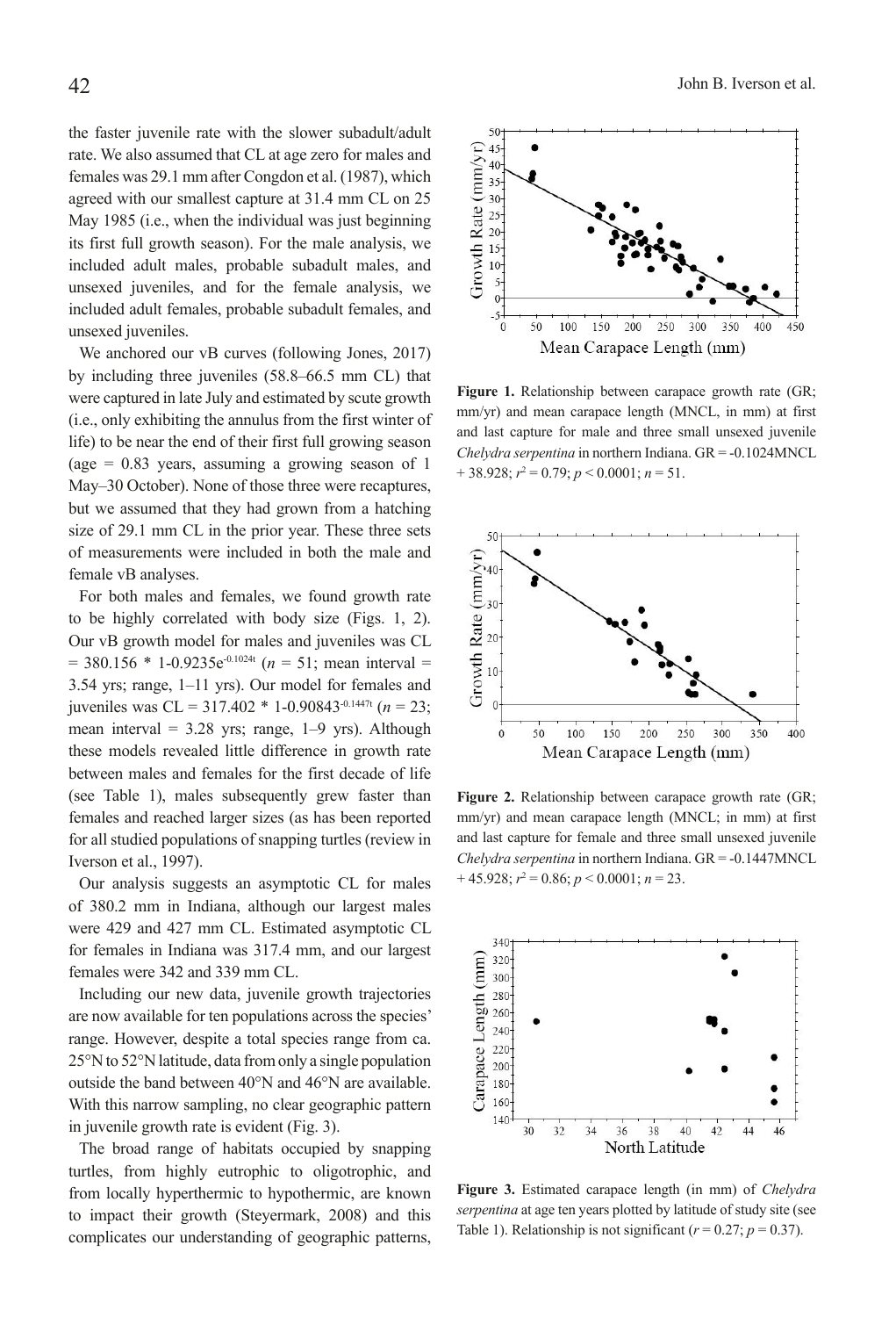the faster juvenile rate with the slower subadult/adult rate. We also assumed that CL at age zero for males and females was 29.1 mm after Congdon et al. (1987), which agreed with our smallest capture at 31.4 mm CL on 25 May 1985 (i.e., when the individual was just beginning its first full growth season). For the male analysis, we included adult males, probable subadult males, and unsexed juveniles, and for the female analysis, we included adult females, probable subadult females, and unsexed juveniles.

We anchored our vB curves (following Jones, 2017) by including three juveniles (58.8–66.5 mm CL) that were captured in late July and estimated by scute growth (i.e., only exhibiting the annulus from the first winter of life) to be near the end of their first full growing season (age = 0.83 years, assuming a growing season of 1 May–30 October). None of those three were recaptures, but we assumed that they had grown from a hatching size of 29.1 mm CL in the prior year. These three sets of measurements were included in both the male and female vB analyses.

For both males and females, we found growth rate to be highly correlated with body size (Figs. 1, 2). Our vB growth model for males and juveniles was $CL = 380.156 * 1\text{-}0.9235e^{-0.1024t}$ ($n = 51$; mean interval = 3.54 yrs; range, 1–11 yrs). Our model for females and juveniles was $CL = 317.402 * 1\text{-}0.90843^{-0.1447t}$ ($n = 23$; mean interval = 3.28 yrs; range, 1–9 yrs). Although these models revealed little difference in growth rate between males and females for the first decade of life (see Table 1), males subsequently grew faster than females and reached larger sizes (as has been reported for all studied populations of snapping turtles (review in Iverson et al., 1997).

Our analysis suggests an asymptotic CL for males of 380.2 mm in Indiana, although our largest males were 429 and 427 mm CL. Estimated asymptotic CL for females in Indiana was 317.4 mm, and our largest females were 342 and 339 mm CL.

Including our new data, juvenile growth trajectories are now available for ten populations across the species' range. However, despite a total species range from ca. 25°N to 52°N latitude, data from only a single population outside the band between 40°N and 46°N are available. With this narrow sampling, no clear geographic pattern in juvenile growth rate is evident (Fig. 3).

The broad range of habitats occupied by snapping turtles, from highly eutrophic to oligotrophic, and from locally hyperthermic to hypothermic, are known to impact their growth (Steyermark, 2008) and this complicates our understanding of geographic patterns,

**Figure 1.** Relationship between carapace growth rate (GR; mm/yr) and mean carapace length (MNCL, in mm) at first and last capture for male and three small unsexed juvenile *Chelydra serpentina* in northern Indiana. GR = -0.1024MNCL + 38.928; $r^2 = 0.79$; $p < 0.0001$; $n = 51$.

**Figure 2.** Relationship between carapace growth rate (GR; mm/yr) and mean carapace length (MNCL; in mm) at first and last capture for female and three small unsexed juvenile *Chelydra serpentina* in northern Indiana. GR = -0.1447MNCL + 45.928; $r^2 = 0.86$; $p < 0.0001$; $n = 23$.

**Figure 3.** Estimated carapace length (in mm) of *Chelydra serpentina* at age ten years plotted by latitude of study site (see Table 1). Relationship is not significant ($r = 0.27$; $p = 0.37$).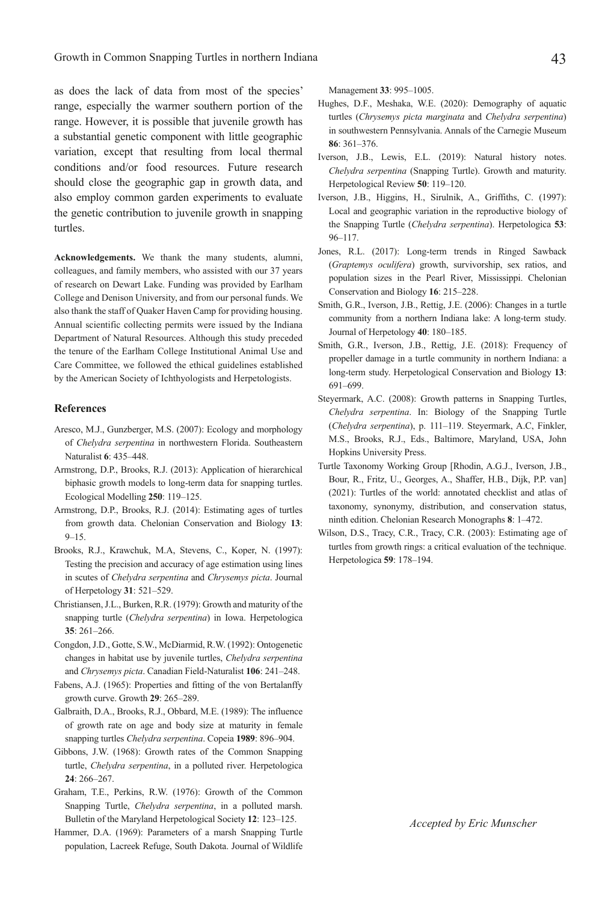as does the lack of data from most of the species' range, especially the warmer southern portion of the range. However, it is possible that juvenile growth has a substantial genetic component with little geographic variation, except that resulting from local thermal conditions and/or food resources. Future research should close the geographic gap in growth data, and also employ common garden experiments to evaluate the genetic contribution to juvenile growth in snapping turtles.

**Acknowledgements.** We thank the many students, alumni, colleagues, and family members, who assisted with our 37 years of research on Dewart Lake. Funding was provided by Earlham College and Denison University, and from our personal funds. We also thank the staff of Quaker Haven Camp for providing housing. Annual scientific collecting permits were issued by the Indiana Department of Natural Resources. Although this study preceded the tenure of the Earlham College Institutional Animal Use and Care Committee, we followed the ethical guidelines established by the American Society of Ichthyologists and Herpetologists.

## References

Aresco, M.J., Gunzberger, M.S. (2007): Ecology and morphology of *Chelydra serpentina* in northwestern Florida. Southeastern Naturalist **6**: 435–448.

Armstrong, D.P., Brooks, R.J. (2013): Application of hierarchical biphasic growth models to long-term data for snapping turtles. Ecological Modelling **250**: 119–125.

Armstrong, D.P., Brooks, R.J. (2014): Estimating ages of turtles from growth data. Chelonian Conservation and Biology **13**: 9–15.

Brooks, R.J., Krawchuk, M.A, Stevens, C., Koper, N. (1997): Testing the precision and accuracy of age estimation using lines in scutes of *Chelydra serpentina* and *Chrysemys picta*. Journal of Herpetology **31**: 521–529.

Christiansen, J.L., Burken, R.R. (1979): Growth and maturity of the snapping turtle (*Chelydra serpentina*) in Iowa. Herpetologica **35**: 261–266.

Congdon, J.D., Gotte, S.W., McDiarmid, R.W. (1992): Ontogenetic changes in habitat use by juvenile turtles, *Chelydra serpentina* and *Chrysemys picta*. Canadian Field-Naturalist **106**: 241–248.

Fabens, A.J. (1965): Properties and fitting of the von Bertalanffy growth curve. Growth **29**: 265–289.

Galbraith, D.A., Brooks, R.J., Obbard, M.E. (1989): The influence of growth rate on age and body size at maturity in female snapping turtles *Chelydra serpentina*. Copeia **1989**: 896–904.

Gibbons, J.W. (1968): Growth rates of the Common Snapping turtle, *Chelydra serpentina*, in a polluted river. Herpetologica **24**: 266–267.

Graham, T.E., Perkins, R.W. (1976): Growth of the Common Snapping Turtle, *Chelydra serpentina*, in a polluted marsh. Bulletin of the Maryland Herpetological Society **12**: 123–125.

Hammer, D.A. (1969): Parameters of a marsh Snapping Turtle population, Lacreek Refuge, South Dakota. Journal of Wildlife Management **33**: 995–1005.

Hughes, D.F., Meshaka, W.E. (2020): Demography of aquatic turtles (*Chrysemys picta marginata* and *Chelydra serpentina*) in southwestern Pennsylvania. Annals of the Carnegie Museum **86**: 361–376.

Iverson, J.B., Lewis, E.L. (2019): Natural history notes. *Chelydra serpentina* (Snapping Turtle). Growth and maturity. Herpetological Review **50**: 119–120.

Iverson, J.B., Higgins, H., Sirulnik, A., Griffiths, C. (1997): Local and geographic variation in the reproductive biology of the Snapping Turtle (*Chelydra serpentina*). Herpetologica **53**: 96–117.

Jones, R.L. (2017): Long-term trends in Ringed Sawback (*Graptemys oculifera*) growth, survivorship, sex ratios, and population sizes in the Pearl River, Mississippi. Chelonian Conservation and Biology **16**: 215–228.

Smith, G.R., Iverson, J.B., Rettig, J.E. (2006): Changes in a turtle community from a northern Indiana lake: A long-term study. Journal of Herpetology **40**: 180–185.

Smith, G.R., Iverson, J.B., Rettig, J.E. (2018): Frequency of propeller damage in a turtle community in northern Indiana: a long-term study. Herpetological Conservation and Biology **13**: 691–699.

Steyermark, A.C. (2008): Growth patterns in Snapping Turtles, *Chelydra serpentina*. In: Biology of the Snapping Turtle (*Chelydra serpentina*), p. 111–119. Steyermark, A.C, Finkler, M.S., Brooks, R.J., Eds., Baltimore, Maryland, USA, John Hopkins University Press.

Turtle Taxonomy Working Group [Rhodin, A.G.J., Iverson, J.B., Bour, R., Fritz, U., Georges, A., Shaffer, H.B., Dijk, P.P. van] (2021): Turtles of the world: annotated checklist and atlas of taxonomy, synonymy, distribution, and conservation status, ninth edition. Chelonian Research Monographs **8**: 1–472.

Wilson, D.S., Tracy, C.R., Tracy, C.R. (2003): Estimating age of turtles from growth rings: a critical evaluation of the technique. Herpetologica **59**: 178–194.

*Accepted by Eric Munscher*